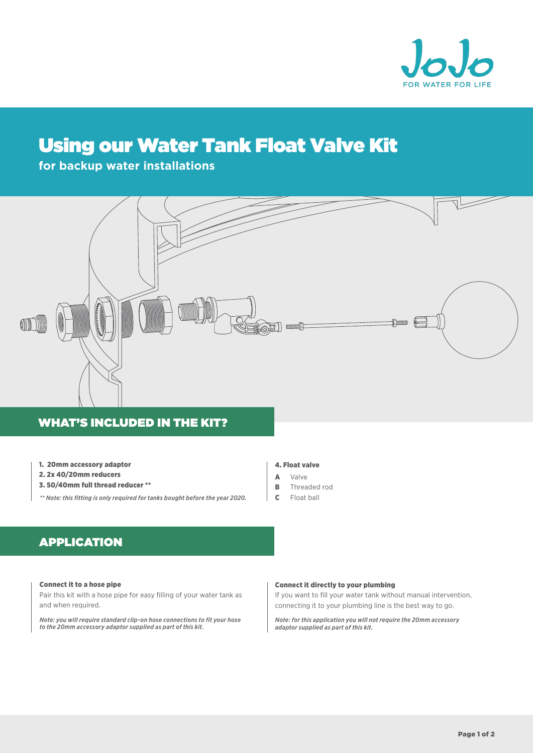JoJo
FOR WATER FOR LIFE

# Using our Water Tank Float Valve Kit

**for backup water installations**

## WHAT'S INCLUDED IN THE KIT?

1. **20mm accessory adaptor**
2. **2x 40/20mm reducers**
3. **50/40mm full thread reducer \*\***

*\*\* Note: this fitting is only required for tanks bought before the year 2020.*

**4. Float valve**

- **A** Valve
- **B** Threaded rod
- **C** Float ball

## APPLICATION

**Connect it to a hose pipe**

Pair this kit with a hose pipe for easy filling of your water tank as and when required.

*Note: you will require standard clip-on hose connections to fit your hose to the 20mm accessory adaptor supplied as part of this kit.*

**Connect it directly to your plumbing**

If you want to fill your water tank without manual intervention, connecting it to your plumbing line is the best way to go.

*Note: for this application you will not require the 20mm accessory adaptor supplied as part of this kit.*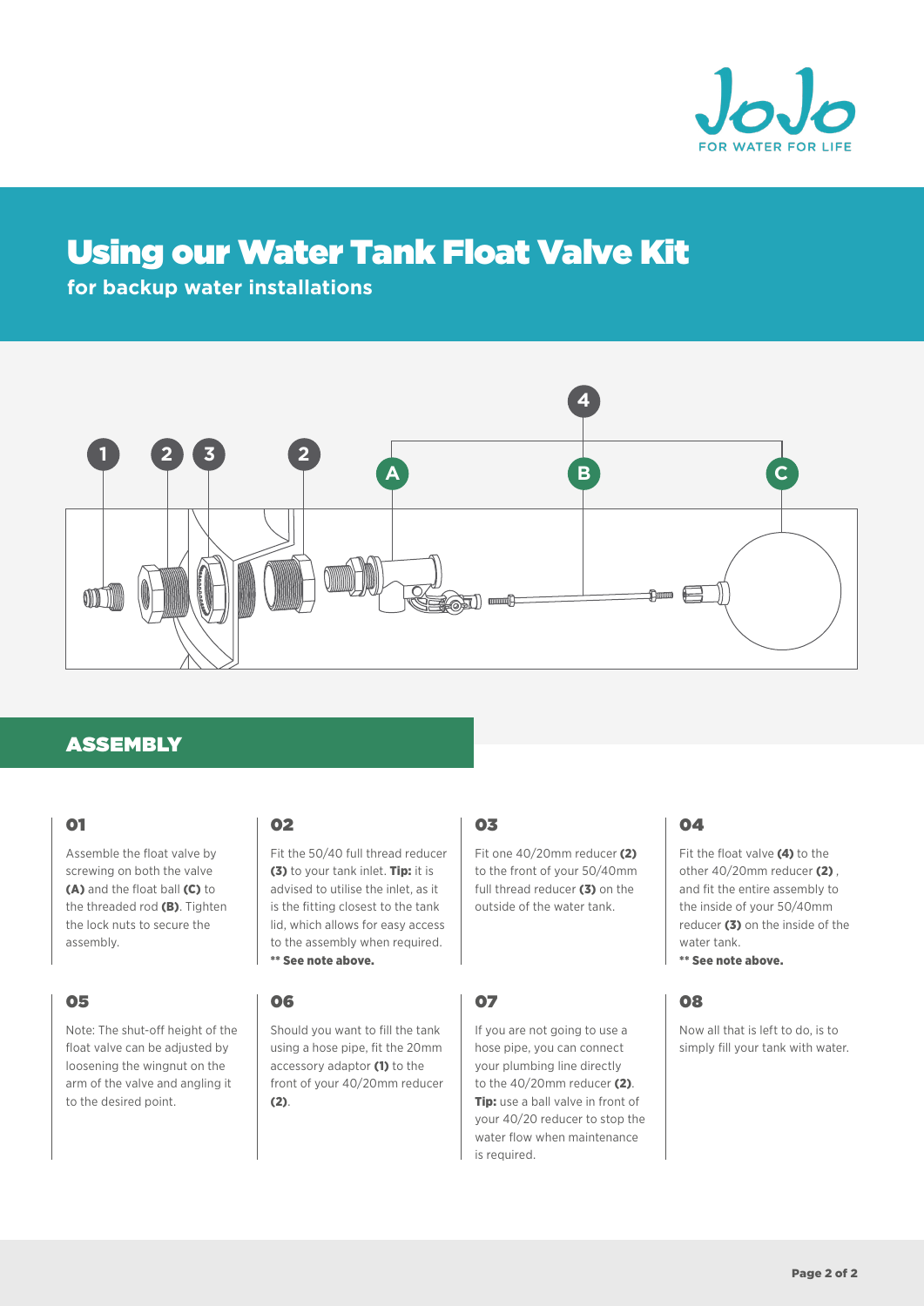# Using our Water Tank Float Valve Kit

**for backup water installations**

1 2 3 2 A 4 B C

## ASSEMBLY

### 01

Assemble the float valve by screwing on both the valve **(A)** and the float ball **(C)** to the threaded rod **(B)**. Tighten the lock nuts to secure the assembly.

### 02

Fit the 50/40 full thread reducer **(3)** to your tank inlet. **Tip:** it is advised to utilise the inlet, as it is the fitting closest to the tank lid, which allows for easy access to the assembly when required.
**** See note above.**

### 03

Fit one 40/20mm reducer **(2)** to the front of your 50/40mm full thread reducer **(3)** on the outside of the water tank.

### 04

Fit the float valve **(4)** to the other 40/20mm reducer **(2)**, and fit the entire assembly to the inside of your 50/40mm reducer **(3)** on the inside of the water tank.
**** See note above.**

### 05

Note: The shut-off height of the float valve can be adjusted by loosening the wingnut on the arm of the valve and angling it to the desired point.

### 06

Should you want to fill the tank using a hose pipe, fit the 20mm accessory adaptor **(1)** to the front of your 40/20mm reducer **(2)**.

### 07

If you are not going to use a hose pipe, you can connect your plumbing line directly to the 40/20mm reducer **(2)**. **Tip:** use a ball valve in front of your 40/20 reducer to stop the water flow when maintenance is required.

### 08

Now all that is left to do, is to simply fill your tank with water.